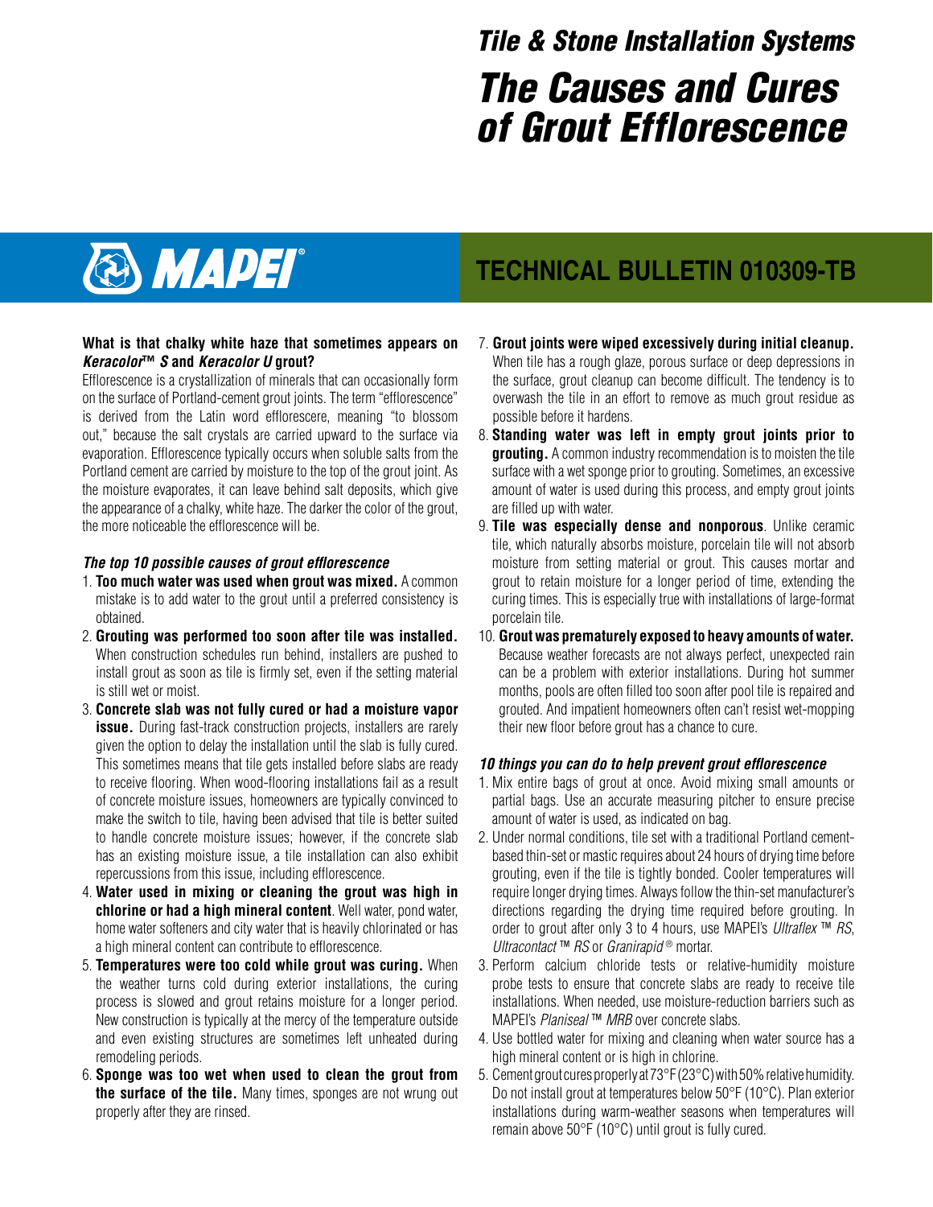# Tile & Stone Installation Systems

# The Causes and Cures of Grout Efflorescence

MAPEI®

## TECHNICAL BULLETIN 010309-TB

**What is that chalky white haze that sometimes appears on *Keracolor™ S* and *Keracolor U* grout?**

Efflorescence is a crystallization of minerals that can occasionally form on the surface of Portland-cement grout joints. The term "efflorescence" is derived from the Latin word efflorescere, meaning "to blossom out," because the salt crystals are carried upward to the surface via evaporation. Efflorescence typically occurs when soluble salts from the Portland cement are carried by moisture to the top of the grout joint. As the moisture evaporates, it can leave behind salt deposits, which give the appearance of a chalky, white haze. The darker the color of the grout, the more noticeable the efflorescence will be.

### *The top 10 possible causes of grout efflorescence*

1. **Too much water was used when grout was mixed.** A common mistake is to add water to the grout until a preferred consistency is obtained.
2. **Grouting was performed too soon after tile was installed.** When construction schedules run behind, installers are pushed to install grout as soon as tile is firmly set, even if the setting material is still wet or moist.
3. **Concrete slab was not fully cured or had a moisture vapor issue.** During fast-track construction projects, installers are rarely given the option to delay the installation until the slab is fully cured. This sometimes means that tile gets installed before slabs are ready to receive flooring. When wood-flooring installations fail as a result of concrete moisture issues, homeowners are typically convinced to make the switch to tile, having been advised that tile is better suited to handle concrete moisture issues; however, if the concrete slab has an existing moisture issue, a tile installation can also exhibit repercussions from this issue, including efflorescence.
4. **Water used in mixing or cleaning the grout was high in chlorine or had a high mineral content**. Well water, pond water, home water softeners and city water that is heavily chlorinated or has a high mineral content can contribute to efflorescence.
5. **Temperatures were too cold while grout was curing.** When the weather turns cold during exterior installations, the curing process is slowed and grout retains moisture for a longer period. New construction is typically at the mercy of the temperature outside and even existing structures are sometimes left unheated during remodeling periods.
6. **Sponge was too wet when used to clean the grout from the surface of the tile.** Many times, sponges are not wrung out properly after they are rinsed.
7. **Grout joints were wiped excessively during initial cleanup.** When tile has a rough glaze, porous surface or deep depressions in the surface, grout cleanup can become difficult. The tendency is to overwash the tile in an effort to remove as much grout residue as possible before it hardens.
8. **Standing water was left in empty grout joints prior to grouting.** A common industry recommendation is to moisten the tile surface with a wet sponge prior to grouting. Sometimes, an excessive amount of water is used during this process, and empty grout joints are filled up with water.
9. **Tile was especially dense and nonporous**. Unlike ceramic tile, which naturally absorbs moisture, porcelain tile will not absorb moisture from setting material or grout. This causes mortar and grout to retain moisture for a longer period of time, extending the curing times. This is especially true with installations of large-format porcelain tile.
10. **Grout was prematurely exposed to heavy amounts of water.** Because weather forecasts are not always perfect, unexpected rain can be a problem with exterior installations. During hot summer months, pools are often filled too soon after pool tile is repaired and grouted. And impatient homeowners often can't resist wet-mopping their new floor before grout has a chance to cure.

### *10 things you can do to help prevent grout efflorescence*

1. Mix entire bags of grout at once. Avoid mixing small amounts or partial bags. Use an accurate measuring pitcher to ensure precise amount of water is used, as indicated on bag.
2. Under normal conditions, tile set with a traditional Portland cement-based thin-set or mastic requires about 24 hours of drying time before grouting, even if the tile is tightly bonded. Cooler temperatures will require longer drying times. Always follow the thin-set manufacturer's directions regarding the drying time required before grouting. In order to grout after only 3 to 4 hours, use MAPEI's *Ultraflex ™ RS*, *Ultracontact ™ RS* or *Granirapid ®* mortar.
3. Perform calcium chloride tests or relative-humidity moisture probe tests to ensure that concrete slabs are ready to receive tile installations. When needed, use moisture-reduction barriers such as MAPEI's *Planiseal ™ MRB* over concrete slabs.
4. Use bottled water for mixing and cleaning when water source has a high mineral content or is high in chlorine.
5. Cement grout cures properly at 73°F (23°C) with 50% relative humidity. Do not install grout at temperatures below 50°F (10°C). Plan exterior installations during warm-weather seasons when temperatures will remain above 50°F (10°C) until grout is fully cured.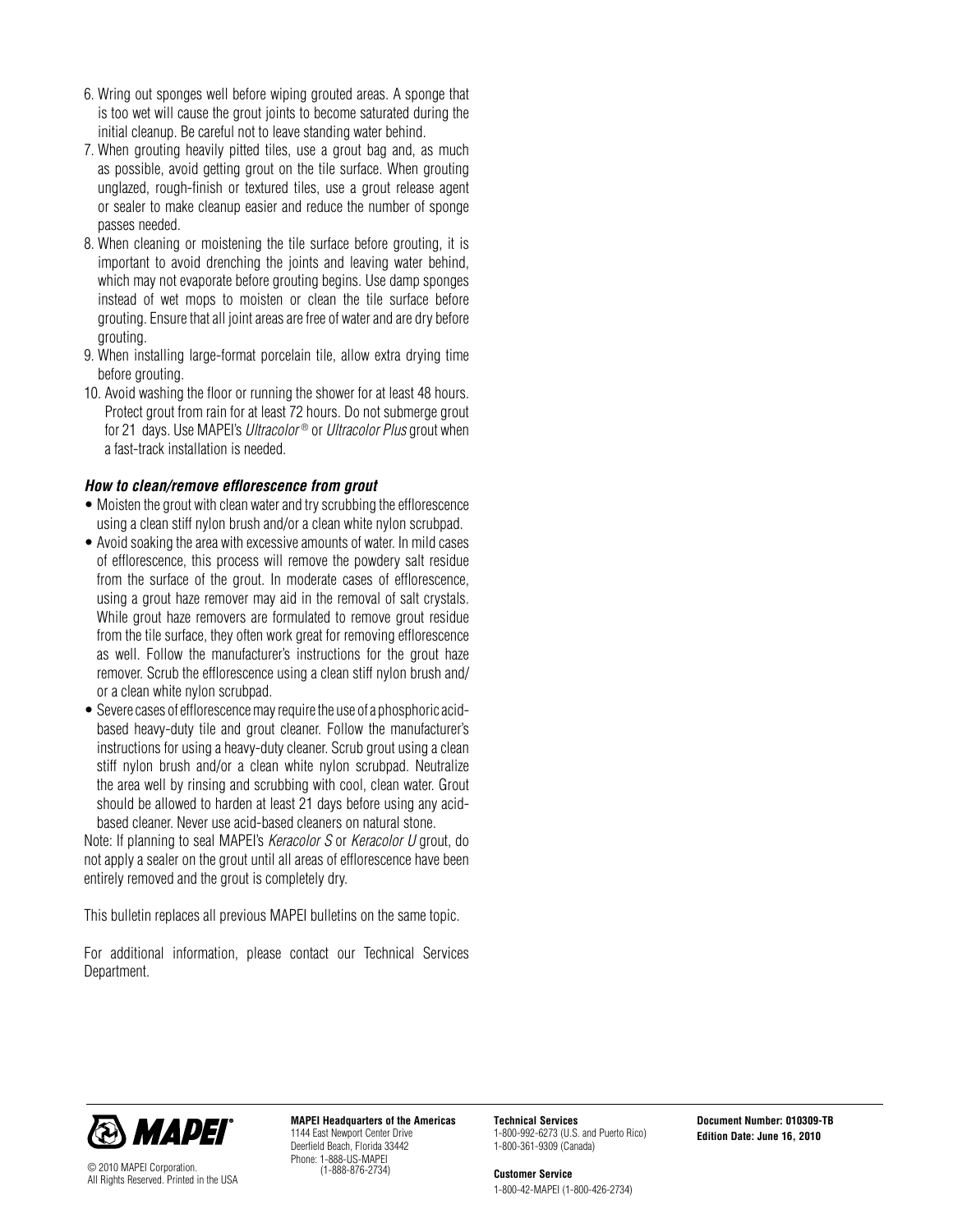6. Wring out sponges well before wiping grouted areas. A sponge that is too wet will cause the grout joints to become saturated during the initial cleanup. Be careful not to leave standing water behind.
7. When grouting heavily pitted tiles, use a grout bag and, as much as possible, avoid getting grout on the tile surface. When grouting unglazed, rough-finish or textured tiles, use a grout release agent or sealer to make cleanup easier and reduce the number of sponge passes needed.
8. When cleaning or moistening the tile surface before grouting, it is important to avoid drenching the joints and leaving water behind, which may not evaporate before grouting begins. Use damp sponges instead of wet mops to moisten or clean the tile surface before grouting. Ensure that all joint areas are free of water and are dry before grouting.
9. When installing large-format porcelain tile, allow extra drying time before grouting.
10. Avoid washing the floor or running the shower for at least 48 hours. Protect grout from rain for at least 72 hours. Do not submerge grout for 21 days. Use MAPEI's *Ultracolor®* or *Ultracolor Plus* grout when a fast-track installation is needed.

***How to clean/remove efflorescence from grout***

- Moisten the grout with clean water and try scrubbing the efflorescence using a clean stiff nylon brush and/or a clean white nylon scrubpad.
- Avoid soaking the area with excessive amounts of water. In mild cases of efflorescence, this process will remove the powdery salt residue from the surface of the grout. In moderate cases of efflorescence, using a grout haze remover may aid in the removal of salt crystals. While grout haze removers are formulated to remove grout residue from the tile surface, they often work great for removing efflorescence as well. Follow the manufacturer's instructions for the grout haze remover. Scrub the efflorescence using a clean stiff nylon brush and/or a clean white nylon scrubpad.
- Severe cases of efflorescence may require the use of a phosphoric acid-based heavy-duty tile and grout cleaner. Follow the manufacturer's instructions for using a heavy-duty cleaner. Scrub grout using a clean stiff nylon brush and/or a clean white nylon scrubpad. Neutralize the area well by rinsing and scrubbing with cool, clean water. Grout should be allowed to harden at least 21 days before using any acid-based cleaner. Never use acid-based cleaners on natural stone.

Note: If planning to seal MAPEI's *Keracolor S* or *Keracolor U* grout, do not apply a sealer on the grout until all areas of efflorescence have been entirely removed and the grout is completely dry.

This bulletin replaces all previous MAPEI bulletins on the same topic.

For additional information, please contact our Technical Services Department.

MAPEI

© 2010 MAPEI Corporation.
All Rights Reserved. Printed in the USA

**MAPEI Headquarters of the Americas**
1144 East Newport Center Drive
Deerfield Beach, Florida 33442
Phone: 1-888-US-MAPEI
(1-888-876-2734)

**Technical Services**
1-800-992-6273 (U.S. and Puerto Rico)
1-800-361-9309 (Canada)

**Customer Service**
1-800-42-MAPEI (1-800-426-2734)

**Document Number: 010309-TB**
**Edition Date: June 16, 2010**